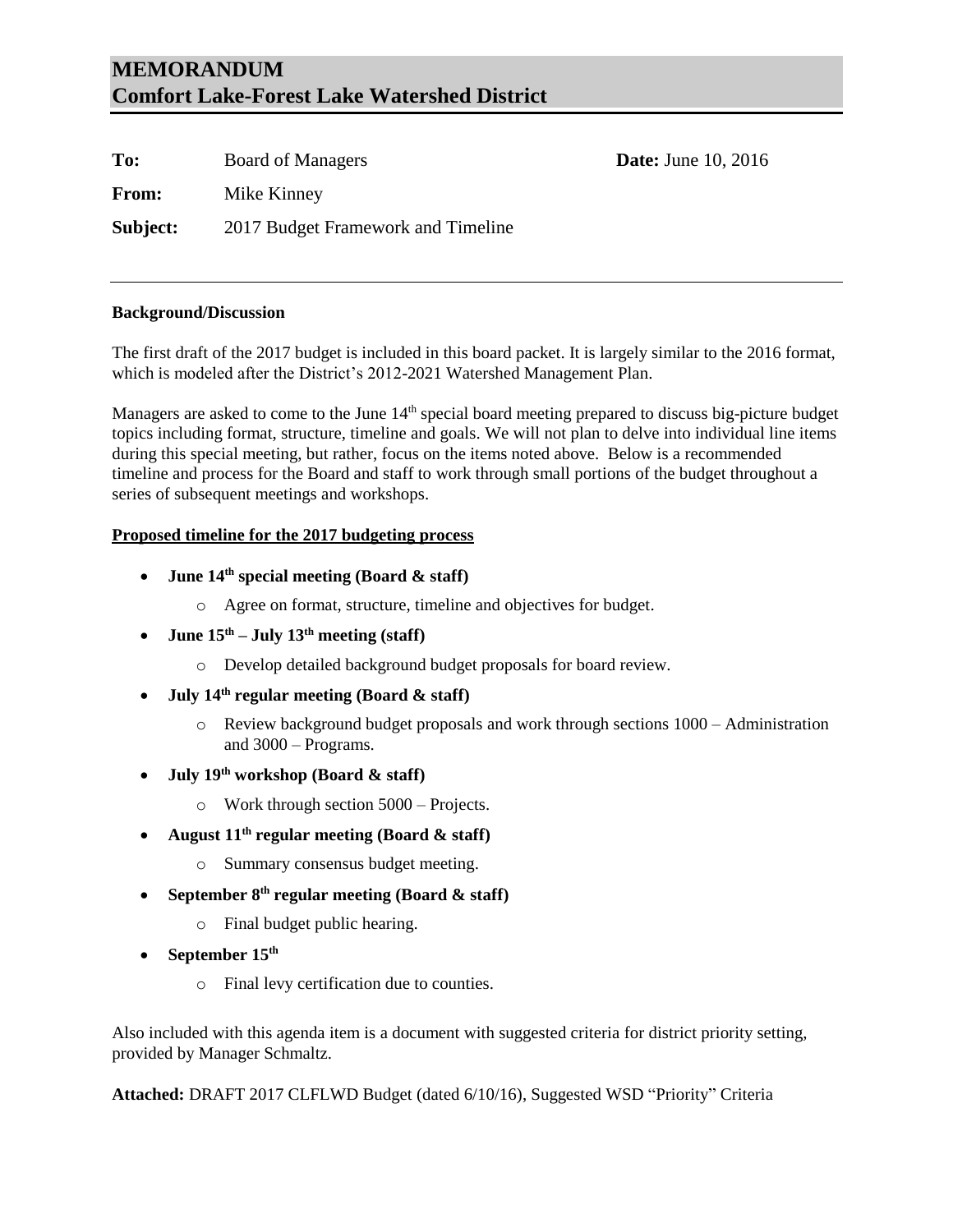# MEMORANDUM
# Comfort Lake-Forest Lake Watershed District

**To:** Board of Managers **Date:** June 10, 2016

**From:** Mike Kinney

**Subject:** 2017 Budget Framework and Timeline

---

**Background/Discussion**

The first draft of the 2017 budget is included in this board packet. It is largely similar to the 2016 format, which is modeled after the District's 2012-2021 Watershed Management Plan.

Managers are asked to come to the June 14th special board meeting prepared to discuss big-picture budget topics including format, structure, timeline and goals. We will not plan to delve into individual line items during this special meeting, but rather, focus on the items noted above. Below is a recommended timeline and process for the Board and staff to work through small portions of the budget throughout a series of subsequent meetings and workshops.

**Proposed timeline for the 2017 budgeting process**

- **June 14th special meeting (Board & staff)**
  - Agree on format, structure, timeline and objectives for budget.
- **June 15th – July 13th meeting (staff)**
  - Develop detailed background budget proposals for board review.
- **July 14th regular meeting (Board & staff)**
  - Review background budget proposals and work through sections 1000 – Administration and 3000 – Programs.
- **July 19th workshop (Board & staff)**
  - Work through section 5000 – Projects.
- **August 11th regular meeting (Board & staff)**
  - Summary consensus budget meeting.
- **September 8th regular meeting (Board & staff)**
  - Final budget public hearing.
- **September 15th**
  - Final levy certification due to counties.

Also included with this agenda item is a document with suggested criteria for district priority setting, provided by Manager Schmaltz.

**Attached:** DRAFT 2017 CLFLWD Budget (dated 6/10/16), Suggested WSD "Priority" Criteria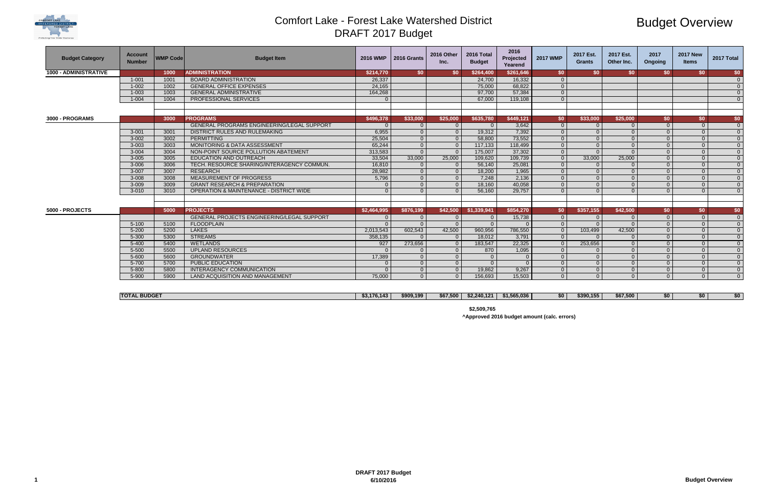# Comfort Lake - Forest Lake Watershed District

## DRAFT 2017 Budget

## Budget Overview

| Budget Category | Account Number | WMP Code | Budget Item | 2016 WMP | 2016 Grants | 2016 Other Inc. | 2016 Total Budget | 2016 Projected Yearend | 2017 WMP | 2017 Est. Grants | 2017 Est. Other Inc. | 2017 Ongoing | 2017 New Items | 2017 Total |
|---|---|---|---|---|---|---|---|---|---|---|---|---|---|---|
| 1000 - ADMINISTRATIVE | | 1000 | ADMINISTRATION | $214,770 | $0 | $0 | $264,400 | $261,646 | $0 | $0 | $0 | $0 | $0 | $0 |
| | 1-001 | 1001 | BOARD ADMINISTRATION | 26,337 | | | 24,700 | 16,332 | 0 | | | | | 0 |
| | 1-002 | 1002 | GENERAL OFFICE EXPENSES | 24,165 | | | 75,000 | 68,822 | 0 | | | | | 0 |
| | 1-003 | 1003 | GENERAL ADMINISTRATIVE | 164,268 | | | 97,700 | 57,384 | 0 | | | | | 0 |
| | 1-004 | 1004 | PROFESSIONAL SERVICES | 0 | | | 67,000 | 119,108 | 0 | | | | | 0 |
| 3000 - PROGRAMS | | 3000 | PROGRAMS | $496,378 | $33,000 | $25,000 | $635,780 | $449,121 | $0 | $33,000 | $25,000 | $0 | $0 | $0 |
| | | | GENERAL PROGRAMS ENGINEERING/LEGAL SUPPORT | 0 | 0 | 0 | 0 | 3,642 | 0 | 0 | 0 | 0 | 0 | 0 |
| | 3-001 | 3001 | DISTRICT RULES AND RULEMAKING | 6,955 | 0 | 0 | 19,312 | 7,392 | 0 | 0 | 0 | 0 | 0 | 0 |
| | 3-002 | 3002 | PERMITTING | 25,504 | 0 | 0 | 58,800 | 73,552 | 0 | 0 | 0 | 0 | 0 | 0 |
| | 3-003 | 3003 | MONITORING & DATA ASSESSMENT | 65,244 | 0 | 0 | 117,133 | 118,499 | 0 | 0 | 0 | 0 | 0 | 0 |
| | 3-004 | 3004 | NON-POINT SOURCE POLLUTION ABATEMENT | 313,583 | 0 | 0 | 175,007 | 37,302 | 0 | 0 | 0 | 0 | 0 | 0 |
| | 3-005 | 3005 | EDUCATION AND OUTREACH | 33,504 | 33,000 | 25,000 | 109,620 | 109,739 | 0 | 33,000 | 25,000 | 0 | 0 | 0 |
| | 3-006 | 3006 | TECH. RESOURCE SHARING/INTERAGENCY COMMUN. | 16,810 | 0 | 0 | 56,140 | 25,081 | 0 | 0 | 0 | 0 | 0 | 0 |
| | 3-007 | 3007 | RESEARCH | 28,982 | 0 | 0 | 18,200 | 1,965 | 0 | 0 | 0 | 0 | 0 | 0 |
| | 3-008 | 3008 | MEASUREMENT OF PROGRESS | 5,796 | 0 | 0 | 7,248 | 2,136 | 0 | 0 | 0 | 0 | 0 | 0 |
| | 3-009 | 3009 | GRANT RESEARCH & PREPARATION | 0 | 0 | 0 | 18,160 | 40,058 | 0 | 0 | 0 | 0 | 0 | 0 |
| | 3-010 | 3010 | OPERATION & MAINTENANCE - DISTRICT WIDE | 0 | 0 | 0 | 56,160 | 29,757 | 0 | 0 | 0 | 0 | 0 | 0 |
| 5000 - PROJECTS | | 5000 | PROJECTS | $2,464,995 | $876,199 | $42,500 | $1,339,941 | $854,270 | $0 | $357,155 | $42,500 | $0 | $0 | $0 |
| | | | GENERAL PROJECTS ENGINEERING/LEGAL SUPPORT | 0 | 0 | 0 | 0 | 15,738 | 0 | 0 | 0 | 0 | 0 | 0 |
| | 5-100 | 5100 | FLOODPLAIN | 0 | 0 | 0 | 0 | 0 | 0 | 0 | 0 | 0 | 0 | 0 |
| | 5-200 | 5200 | LAKES | 2,013,543 | 602,543 | 42,500 | 960,956 | 786,550 | 0 | 103,499 | 42,500 | 0 | 0 | 0 |
| | 5-300 | 5300 | STREAMS | 358,135 | 0 | 0 | 18,012 | 3,791 | 0 | 0 | 0 | 0 | 0 | 0 |
| | 5-400 | 5400 | WETLANDS | 927 | 273,656 | 0 | 183,547 | 22,325 | 0 | 253,656 | 0 | 0 | 0 | 0 |
| | 5-500 | 5500 | UPLAND RESOURCES | 0 | 0 | 0 | 870 | 1,095 | 0 | 0 | 0 | 0 | 0 | 0 |
| | 5-600 | 5600 | GROUNDWATER | 17,389 | 0 | 0 | 0 | 0 | 0 | 0 | 0 | 0 | 0 | 0 |
| | 5-700 | 5700 | PUBLIC EDUCATION | 0 | 0 | 0 | 0 | 0 | 0 | 0 | 0 | 0 | 0 | 0 |
| | 5-800 | 5800 | INTERAGENCY COMMUNICATION | 0 | 0 | 0 | 19,862 | 9,267 | 0 | 0 | 0 | 0 | 0 | 0 |
| | 5-900 | 5900 | LAND ACQUISITION AND MANAGEMENT | 75,000 | 0 | 0 | 156,693 | 15,503 | 0 | 0 | 0 | 0 | 0 | 0 |
| | TOTAL BUDGET | | | $3,176,143 | $909,199 | $67,500 | $2,240,121 | $1,565,036 | $0 | $390,155 | $67,500 | $0 | $0 | $0 |
| | | | | | | | $2,509,765 | | | | | | | |

^Approved 2016 budget amount (calc. errors)

DRAFT 2017 Budget
6/10/2016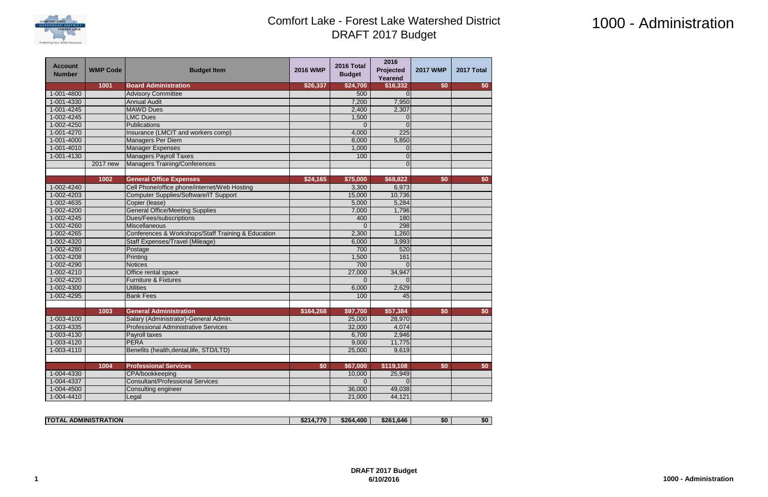# Comfort Lake - Forest Lake Watershed District
## DRAFT 2017 Budget

# 1000 - Administration

| Account Number | WMP Code | Budget Item | 2016 WMP | 2016 Total Budget | 2016 Projected Yearend | 2017 WMP | 2017 Total |
|---|---|---|---|---|---|---|---|
| | 1001 | **Board Administration** | $26,337 | $24,700 | $16,332 | $0 | $0 |
| 1-001-4800 | | Advisory Committee | | 500 | 0 | | |
| 1-001-4330 | | Annual Audit | | 7,200 | 7,950 | | |
| 1-001-4245 | | MAWD Dues | | 2,400 | 2,307 | | |
| 1-002-4245 | | LMC Dues | | 1,500 | 0 | | |
| 1-002-4250 | | Publications | | 0 | 0 | | |
| 1-001-4270 | | Insurance (LMCIT and workers comp) | | 4,000 | 225 | | |
| 1-001-4000 | | Managers Per Diem | | 8,000 | 5,850 | | |
| 1-001-4010 | | Manager Expenses | | 1,000 | 0 | | |
| 1-001-4130 | | Managers Payroll Taxes | | 100 | 0 | | |
| | 2017 new | Managers Training/Conferences | | | 0 | | |
| | | | | | | | |
| | 1002 | **General Office Expenses** | $24,165 | $75,000 | $68,822 | $0 | $0 |
| 1-002-4240 | | Cell Phone/office phone/internet/Web Hosting | | 3,300 | 6,973 | | |
| 1-002-4203 | | Computer Supplies/Software/IT Support | | 15,000 | 10,736 | | |
| 1-002-4635 | | Copier (lease) | | 5,000 | 5,284 | | |
| 1-002-4200 | | General Office/Meeting Supplies | | 7,000 | 1,796 | | |
| 1-002-4245 | | Dues/Fees/subscriptions | | 400 | 180 | | |
| 1-002-4260 | | Miscellaneous | | 0 | 298 | | |
| 1-002-4265 | | Conferences & Workshops/Staff Training & Education | | 2,300 | 1,260 | | |
| 1-002-4320 | | Staff Expenses/Travel (Mileage) | | 6,000 | 3,993 | | |
| 1-002-4280 | | Postage | | 700 | 520 | | |
| 1-002-4208 | | Printing | | 1,500 | 161 | | |
| 1-002-4290 | | Notices | | 700 | 0 | | |
| 1-002-4210 | | Office rental space | | 27,000 | 34,947 | | |
| 1-002-4220 | | Furniture & Fixtures | | 0 | 0 | | |
| 1-002-4300 | | Utilities | | 6,000 | 2,629 | | |
| 1-002-4295 | | Bank Fees | | 100 | 45 | | |
| | | | | | | | |
| | 1003 | **General Administration** | $164,268 | $97,700 | $57,384 | $0 | $0 |
| 1-003-4100 | | Salary (Administrator)-General Admin. | | 25,000 | 28,970 | | |
| 1-003-4335 | | Professional Administrative Services | | 32,000 | 4,074 | | |
| 1-003-4130 | | Payroll taxes | | 6,700 | 2,946 | | |
| 1-003-4120 | | PERA | | 9,000 | 11,775 | | |
| 1-003-4110 | | Benefits (health,dental,life, STD/LTD) | | 25,000 | 9,619 | | |
| | | | | | | | |
| | 1004 | **Professional Services** | $0 | $67,000 | $119,108 | $0 | $0 |
| 1-004-4330 | | CPA/bookkeeping | | 10,000 | 25,949 | | |
| 1-004-4337 | | Consultant/Professional Services | | 0 | 0 | | |
| 1-004-4500 | | Consulting engineer | | 36,000 | 49,038 | | |
| 1-004-4410 | | Legal | | 21,000 | 44,121 | | |
| | | | | | | | |
| **TOTAL ADMINISTRATION** | | | $214,770 | $264,400 | $261,646 | $0 | $0 |

**DRAFT 2017 Budget**
**6/10/2016**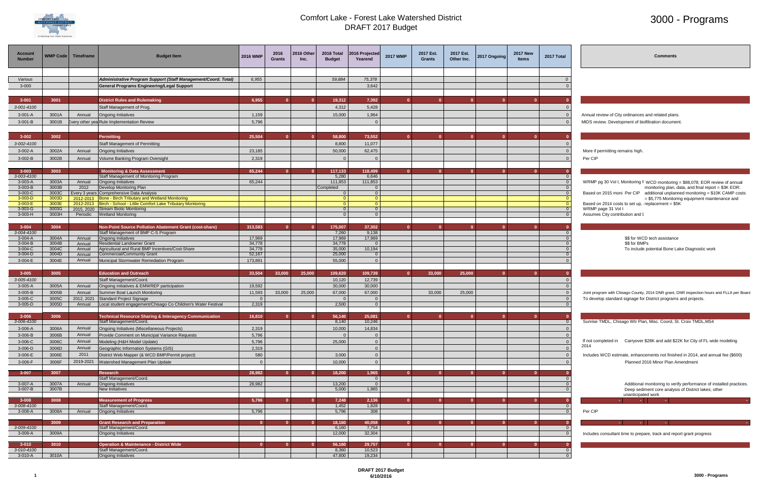# Comfort Lake - Forest Lake Watershed District
## DRAFT 2017 Budget

# 3000 - Programs

| Account Number | WMP Code | Timeframe | Budget Item | 2016 WMP | 2016 Grants | 2016 Other Inc. | 2016 Total Budget | 2016 Projected Yearend | 2017 WMP | 2017 Est. Grants | 2017 Est. Other Inc. | 2017 Ongoing | 2017 New Items | 2017 Total | Comments |
|---|---|---|---|---|---|---|---|---|---|---|---|---|---|---|---|
| Various | | | ***Administrative Program Support (Staff Management/Coord. Total)*** | 6,955 | | | 59,884 | 75,378 | | | | | | 0 | |
| 3-000 | | | **General Programs Engineering/Legal Support** | | | | | 3,642 | | | | | | 0 | |
| **3-001** | **3001** | | **District Rules and Rulemaking** | 6,955 | 0 | 0 | 19,312 | 7,392 | 0 | 0 | 0 | 0 | 0 | 0 | |
| 3-001-4100 | | | Staff Management of Prog. | | | | 4,312 | 5,428 | | | | | | 0 | |
| 3-001-A | 3001A | Annual | Ongoing Initiatives | 1,159 | | | 15,000 | 1,964 | | | | | | 0 | Annual review of City ordinances and related plans. |
| 3-001-B | 3001B | Every other year | Rule Implementation Review | 5,796 | | | | 0 | | | | | | 0 | MIDS review. Development of biofiltration document. |
| **3-002** | **3002** | | **Permitting** | 25,504 | 0 | 0 | 58,800 | 73,552 | 0 | 0 | 0 | 0 | 0 | 0 | |
| 3-002-4100 | | | Staff Management of Permitting | | | | 8,800 | 11,077 | | | | | | 0 | |
| 3-002-A | 3002A | Annual | Ongoing Initiatives | 23,185 | | | 50,000 | 62,475 | | | | | | 0 | More if permitting remains high. |
| 3-002-B | 3002B | Annual | Volume Banking Program Oversight | 2,319 | | | 0 | 0 | | | | | | 0 | Per CIP |
| **3-003** | **3003** | | **Monitoring & Data Assessment** | 65,244 | 0 | 0 | 117,133 | 118,499 | 0 | 0 | 0 | 0 | 0 | 0 | |
| 3-003-4100 | | | Staff Management of Monitoring Program | | | | 5,280 | 6,646 | | | | | | 0 | |
| 3-003-A | 3003A | Annual | Ongoing Initiatives | 65,244 | | | 111,853 | 111,853 | | | | | | 0 | WRMP pg 30 Vol I, Monitoring F WCD monitoring = $88,078; EOR review of annual monitoring plan, data, and final report = $3K EOR: |
| 3-003-B | 3003B | 2012 | Develop Monitoring Plan | | | | Completed | 0 | | | | | | 0 | |
| 3-003-C | 3003C | Every 3 years | Comprehensive Data Analysis | | | | 0 | 0 | | | | | | 0 | Based on 2015 moni Per CIP additional unplanned monitoring = $10K CAMP costs = $5,775 Monitoring equipment maintenance and |
| 3-003-D | 3003D | 2012-2013 | Bone - Birch Tributary and Wetland Monitoring | | | | 0 | 0 | | | | | | 0 | |
| 3-003-E | 3003E | 2012-2013 | Birch - School - Little Comfort Lake Tributary Monitoring | | | | 0 | 0 | | | | | | 0 | Based on 2014 costs to set up, replacement = $5K |
| 3-003-G | 3003G | 2015, 2020 | Stream Biotic Monitoring | | | | 0 | 0 | | | | | | 0 | WRMP page 31 Vol I |
| 3-003-H | 3003H | Periodic | Wetland Monitoring | | | | 0 | 0 | | | | | | 0 | Assumes City contribution and I |
| **3-004** | **3004** | | **Non-Point Source Pollution Abatement Grant (cost-share)** | 313,583 | 0 | 0 | 175,007 | 37,302 | 0 | 0 | 0 | 0 | 0 | 0 | |
| 3-004-4100 | | | Staff Management of BMP C-S Program | | | | 7,260 | 9,138 | | | | | | 0 | |
| 3-004-A | 3004A | Annual | Ongoing Initiatives | 17,969 | | | 17,969 | 17,969 | | | | | | 0 | $$ for WCD tech assistance |
| 3-004-B | 3004B | Annual | Residential Landowner Grant | 34,778 | | | 34,778 | 0 | | | | | | 0 | $$ for BMPs |
| 3-004-C | 3004C | Annual | Agricultural and Rural BMP Incentives/Cost-Share | 34,778 | | | 35,000 | 10,194 | | | | | | 0 | To include potential Bone Lake Diagnostic work |
| 3-004-D | 3004D | Annual | Commercial/Community Grant | 52,167 | | | 25,000 | 0 | | | | | | 0 | |
| 3-004-E | 3004E | Annual | Municipal Stormwater Remediation Program | 173,891 | | | 55,000 | 0 | | | | | | 0 | |
| **3-005** | **3005** | | **Education and Outreach** | 33,504 | 33,000 | 25,000 | 109,620 | 109,739 | 0 | 33,000 | 25,000 | 0 | 0 | 0 | |
| 3-005-4100 | | | Staff Management/Coord. | | | | 10,120 | 12,739 | | | | | | 0 | |
| 3-005-A | 3005A | Annual | Ongoing initiatives & EMWREP participation | 19,592 | | | 30,000 | 30,000 | | | | | | 0 | |
| 3-005-B | 3005B | Annual | Summer Boat Launch Monitoring | 11,593 | 33,000 | 25,000 | 67,000 | 67,000 | | 33,000 | 25,000 | | | 0 | Joint program with Chisago County, 2014 DNR grant, DNR inspection hours and FLLA per Board |
| 3-005-C | 3005C | 2012, 2021 | Standard Project Signage | 0 | | | 0 | 0 | | | | | | 0 | To develop standard signage for District programs and projects. |
| 3-005-D | 3005D | Annual | Local student engagement/Chisago Co Children's Water Festival | 2,319 | | | 2,500 | 0 | | | | | | 0 | |
| **3-006** | **3006** | | **Technical Resource Sharing & Interagency Communication** | 16,810 | 0 | 0 | 56,140 | 25,081 | 0 | 0 | 0 | 0 | 0 | 0 | |
| 3-006-4100 | | | Staff Management/Coord. | | | | 8,140 | 10,246 | | | | | | 0 | Sunrise TMDL, Chisago Wtr Plan, Misc. Coord, St. Croix TMDL,MS4 |
| 3-006-A | 3006A | Annual | Ongoing Initiatives (Miscellaneous Projects) | 2,319 | | | 10,000 | 14,834 | | | | | | 0 | |
| 3-006-B | 3006B | Annual | Provide Comment on Municipal Variance Requests | 5,796 | | | 0 | 0 | | | | | | 0 | |
| 3-006-C | 3006C | Annual | Modeling (H&H Model Update) | 5,796 | | | 25,000 | 0 | | | | | | 0 | If not completed in 2014 Carryover $28K and add $22K for City of FL wide modeling |
| 3-006-D | 3006D | Annual | Geographic Information Systems (GIS) | 2,319 | | | | 0 | | | | | | 0 | |
| 3-006-E | 3006E | 2011 | District Web Mapper (& WCD BMP/Permit project) | 580 | | | 3,000 | 0 | | | | | | 0 | Includes WCD estimate, enhancements not finished in 2014, and annual fee ($600) |
| 3-006-F | 3006F | 2019-2021 | Watershed Management Plan Update | 0 | | | 10,000 | 0 | | | | | | 0 | Planned 2016 Minor Plan Amendment |
| **3-007** | **3007** | | **Research** | 28,982 | 0 | 0 | 18,200 | 1,965 | 0 | 0 | 0 | 0 | 0 | 0 | |
| | | | Staff Management/Coord. | | | | | 0 | | | | | | 0 | |
| 3-007-A | 3007A | Annual | Ongoing Initiatives | 28,982 | | | 13,200 | 0 | | | | | | 0 | Additional monitoring to verify performance of installed practices. |
| 3-007-B | 3007B | | New Initiatives | | | | 5,000 | 1,965 | | | | | | 0 | Deep sediment core analysis of District lakes; other unanticipated work |
| **3-008** | **3008** | | **Measurement of Progress** | 5,796 | 0 | 0 | 7,248 | 2,136 | 0 | 0 | 0 | 0 | 0 | 0 | |
| 3-008-4100 | | | Staff Management/Coord. | | | | 1,452 | 1,828 | | | | | | 0 | |
| 3-008-A | 3008A | Annual | Ongoing Initiatives | 5,796 | | | 5,796 | 308 | | | | | | 0 | Per CIP |
| | **3009** | | **Grant Research and Preparation** | 0 | 0 | 0 | 18,160 | 40,058 | 0 | 0 | 0 | 0 | 0 | 0 | |
| 3-009-4100 | | | Staff Management/Coord. | | | | 6,160 | 7,754 | | | | | | 0 | |
| 3-009-A | 3009A | | Ongoing Initiatives | | | | 12,000 | 32,304 | | | | | | 0 | Includes consultant time to prepare, track and report grant progress |
| **3-010** | **3010** | | **Operation & Maintenance - District Wide** | 0 | 0 | 0 | 56,160 | 29,757 | 0 | 0 | 0 | 0 | 0 | 0 | |
| 3-010-4100 | | | Staff Management/Coord. | | | | 8,360 | 10,523 | | | | | | 0 | |
| 3-010-A | 3010A | | Ongoing Initiatives | | | | 47,800 | 19,234 | | | | | | 0 | |

DRAFT 2017 Budget
6/10/2016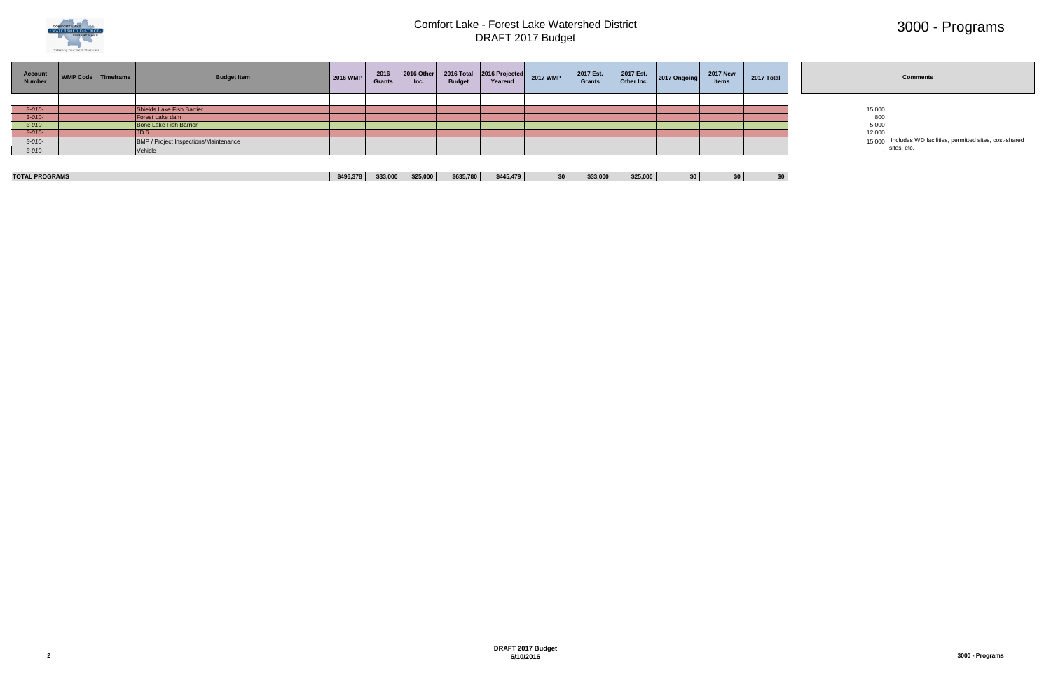# Comfort Lake - Forest Lake Watershed District
## DRAFT 2017 Budget

# 3000 - Programs

| Account Number | WMP Code | Timeframe | Budget Item | 2016 WMP | 2016 Grants | 2016 Other Inc. | 2016 Total Budget | 2016 Projected Yearend | 2017 WMP | 2017 Est. Grants | 2017 Est. Other Inc. | 2017 Ongoing | 2017 New Items | 2017 Total | | Comments |
|---|---|---|---|---|---|---|---|---|---|---|---|---|---|---|---|---|
| | | | | | | | | | | | | | | | | |
| 3-010- | | | Shields Lake Fish Barrier | | | | | | | | | | | | 15,000 | |
| 3-010- | | | Forest Lake dam | | | | | | | | | | | | 800 | |
| 3-010- | | | Bone Lake Fish Barrier | | | | | | | | | | | | 5,000 | |
| 3-010- | | | JD 6 | | | | | | | | | | | | 12,000 | |
| 3-010- | | | BMP / Project Inspections/Maintenance | | | | | | | | | | | | 15,000 | Includes WD facilities, permitted sites, cost-shared sites, etc. |
| 3-010- | | | Vehicle | | | | | | | | | | | | - | |
| **TOTAL PROGRAMS** | | | | $496,378 | $33,000 | $25,000 | $635,780 | $445,479 | $0 | $33,000 | $25,000 | $0 | $0 | $0 | | |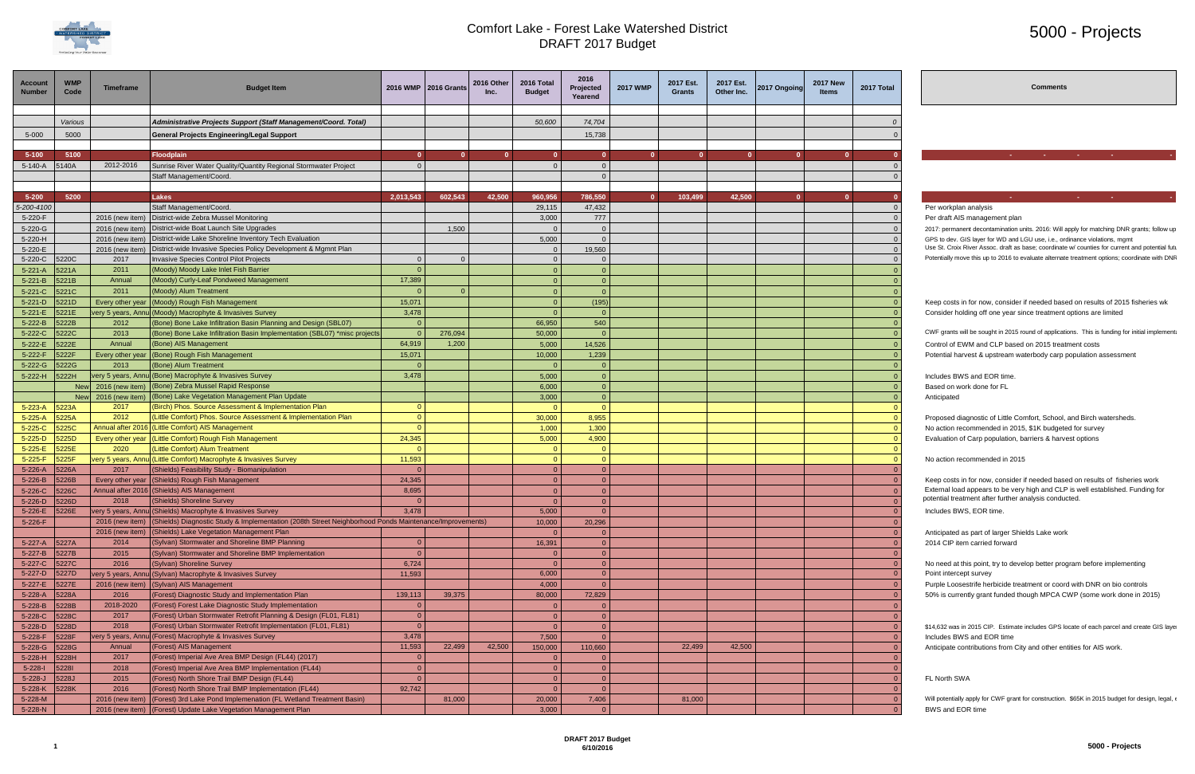# Comfort Lake - Forest Lake Watershed District
## DRAFT 2017 Budget

# 5000 - Projects

| Account Number | WMP Code | Timeframe | Budget Item | 2016 WMP | 2016 Grants | 2016 Other Inc. | 2016 Total Budget | 2016 Projected Yearend | 2017 WMP | 2017 Est. Grants | 2017 Est. Other Inc. | 2017 Ongoing | 2017 New Items | 2017 Total | Comments |
|---|---|---|---|---|---|---|---|---|---|---|---|---|---|---|---|
| | *Various* | | ***Administrative Projects Support (Staff Management/Coord. Total)*** | | | | *50,600* | *74,704* | | | | | | *0* | |
| 5-000 | 5000 | | **General Projects Engineering/Legal Support** | | | | | 15,738 | | | | | | 0 | |
| **5-100** | **5100** | | **Floodplain** | **0** | **0** | **0** | **0** | **0** | **0** | **0** | **0** | **0** | **0** | **0** | - - - - - |
| 5-140-A | 5140A | 2012-2016 | Sunrise River Water Quality/Quantity Regional Stormwater Project | 0 | | | 0 | 0 | | | | | | 0 | |
| | | | Staff Management/Coord. | | | | | 0 | | | | | | 0 | |
| **5-200** | **5200** | | **Lakes** | **2,013,543** | **602,543** | **42,500** | **960,956** | **786,550** | **0** | **103,499** | **42,500** | **0** | **0** | **0** | - - - - |
| *5-200-4100* | | | Staff Management/Coord. | | | | 29,115 | 47,432 | | | | | | 0 | Per workplan analysis |
| 5-220-F | | 2016 (new item) | District-wide Zebra Mussel Monitoring | | | | 3,000 | 777 | | | | | | 0 | Per draft AIS management plan |
| 5-220-G | | 2016 (new item) | District-wide Boat Launch Site Upgrades | | 1,500 | | 0 | 0 | | | | | | 0 | 2017: permanent decontamination units. 2016: Will apply for matching DNR grants; follow up |
| 5-220-H | | 2016 (new item) | District-wide Lake Shoreline Inventory Tech Evaluation | | | | 5,000 | 0 | | | | | | 0 | GPS to dev. GIS layer for WD and LGU use, i.e., ordinance violations, mgmt |
| 5-220-E | | 2016 (new item) | District-wide Invasive Species Policy Development & Mgmnt Plan | | | | 0 | 19,560 | | | | | | 0 | Use St. Croix River Assoc. draft as base; coordinate w/ counties for current and potential futu |
| 5-220-C | 5220C | 2017 | Invasive Species Control Pilot Projects | 0 | 0 | | 0 | 0 | | | | | | 0 | Potentially move this up to 2016 to evaluate alternate treatment options; coordinate with DNR |
| 5-221-A | 5221A | 2011 | (Moody) Moody Lake Inlet Fish Barrier | 0 | | | 0 | 0 | | | | | | 0 | |
| 5-221-B | 5221B | Annual | (Moody) Curly-Leaf Pondweed Management | 17,389 | | | 0 | 0 | | | | | | 0 | |
| 5-221-C | 5221C | 2011 | (Moody) Alum Treatment | 0 | 0 | | 0 | 0 | | | | | | 0 | |
| 5-221-D | 5221D | Every other year | (Moody) Rough Fish Management | 15,071 | | | 0 | (195) | | | | | | 0 | Keep costs in for now, consider if needed based on results of 2015 fisheries wk |
| 5-221-E | 5221E | very 5 years, Annu | (Moody) Macrophyte & Invasives Survey | 3,478 | | | 0 | 0 | | | | | | 0 | Consider holding off one year since treatment options are limited |
| 5-222-B | 5222B | 2012 | (Bone) Bone Lake Infiltration Basin Planning and Design (SBL07) | 0 | | | 66,950 | 540 | | | | | | 0 | |
| 5-222-C | 5222C | 2013 | (Bone) Bone Lake Infiltration Basin Implementation (SBL07) *misc projects | 0 | 276,094 | | 50,000 | 0 | | | | | | 0 | CWF grants will be sought in 2015 round of applications. This is funding for initial implementa |
| 5-222-E | 5222E | Annual | (Bone) AIS Management | 64,919 | 1,200 | | 5,000 | 14,526 | | | | | | 0 | Control of EWM and CLP based on 2015 treatment costs |
| 5-222-F | 5222F | Every other year | (Bone) Rough Fish Management | 15,071 | | | 10,000 | 1,239 | | | | | | 0 | Potential harvest & upstream waterbody carp population assessment |
| 5-222-G | 5222G | 2013 | (Bone) Alum Treatment | 0 | | | 0 | 0 | | | | | | 0 | |
| 5-222-H | 5222H | very 5 years, Annu | (Bone) Macrophyte & Invasives Survey | 3,478 | | | 5,000 | 0 | | | | | | 0 | Includes BWS and EOR time. |
| | New | 2016 (new item) | (Bone) Zebra Mussel Rapid Response | | | | 6,000 | 0 | | | | | | 0 | Based on work done for FL |
| | New | 2016 (new item) | (Bone) Lake Vegetation Management Plan Update | | | | 3,000 | 0 | | | | | | 0 | Anticipated |
| 5-223-A | 5223A | 2017 | (Birch) Phos. Source Assessment & Implementation Plan | 0 | | | 0 | 0 | | | | | | 0 | |
| 5-225-A | 5225A | 2012 | (Little Comfort) Phos. Source Assessment & Implementation Plan | 0 | | | 30,000 | 8,955 | | | | | | 0 | Proposed diagnostic of Little Comfort, School, and Birch watersheds. |
| 5-225-C | 5225C | Annual after 2016 | (Little Comfort) AIS Management | 0 | | | 1,000 | 1,300 | | | | | | 0 | No action recommended in 2015, $1K budgeted for survey |
| 5-225-D | 5225D | Every other year | (Little Comfort) Rough Fish Management | 24,345 | | | 5,000 | 4,900 | | | | | | 0 | Evaluation of Carp population, barriers & harvest options |
| 5-225-E | 5225E | 2020 | (Little Comfort) Alum Treatment | 0 | | | 0 | 0 | | | | | | 0 | |
| 5-225-F | 5225F | very 5 years, Annu | (Little Comfort) Macrophyte & Invasives Survey | 11,593 | | | 0 | 0 | | | | | | 0 | No action recommended in 2015 |
| 5-226-A | 5226A | 2017 | (Shields) Feasibility Study - Biomanipulation | 0 | | | 0 | 0 | | | | | | 0 | |
| 5-226-B | 5226B | Every other year | (Shields) Rough Fish Management | 24,345 | | | 0 | 0 | | | | | | 0 | Keep costs in for now, consider if needed based on results of fisheries work |
| 5-226-C | 5226C | Annual after 2016 | (Shields) AIS Management | 8,695 | | | 0 | 0 | | | | | | 0 | External load appears to be very high and CLP is well established. Funding for |
| 5-226-D | 5226D | 2018 | (Shields) Shoreline Survey | 0 | | | 0 | 0 | | | | | | 0 | potential treatment after further analysis conducted. |
| 5-226-E | 5226E | very 5 years, Annu | (Shields) Macrophyte & Invasives Survey | 3,478 | | | 5,000 | 0 | | | | | | 0 | Includes BWS, EOR time. |
| 5-226-F | | 2016 (new item) | (Shields) Diagnostic Study & Implementation (208th Street Neighborhood Ponds Maintenance/Improvements) | | | | 10,000 | 20,296 | | | | | | 0 | |
| | | 2016 (new item) | (Shields) Lake Vegetation Management Plan | | | | 0 | 0 | | | | | | 0 | Anticipated as part of larger Shields Lake work |
| 5-227-A | 5227A | 2014 | (Sylvan) Stormwater and Shoreline BMP Planning | 0 | | | 16,391 | 0 | | | | | | 0 | 2014 CIP item carried forward |
| 5-227-B | 5227B | 2015 | (Sylvan) Stormwater and Shoreline BMP Implementation | 0 | | | 0 | 0 | | | | | | 0 | |
| 5-227-C | 5227C | 2016 | (Sylvan) Shoreline Survey | 6,724 | | | 0 | 0 | | | | | | 0 | No need at this point, try to develop better program before implementing |
| 5-227-D | 5227D | very 5 years, Annu | (Sylvan) Macrophyte & Invasives Survey | 11,593 | | | 6,000 | 0 | | | | | | 0 | Point intercept survey |
| 5-227-E | 5227E | 2016 (new item) | (Sylvan) AIS Management | | | | 4,000 | 0 | | | | | | 0 | Purple Loosestrife herbicide treatment or coord with DNR on bio controls |
| 5-228-A | 5228A | 2016 | (Forest) Diagnostic Study and Implementation Plan | 139,113 | 39,375 | | 80,000 | 72,829 | | | | | | 0 | 50% is currently grant funded though MPCA CWP (some work done in 2015) |
| 5-228-B | 5228B | 2018-2020 | (Forest) Forest Lake Diagnostic Study Implementation | 0 | | | 0 | 0 | | | | | | 0 | |
| 5-228-C | 5228C | 2017 | (Forest) Urban Stormwater Retrofit Planning & Design (FL01, FL81) | 0 | | | 0 | 0 | | | | | | 0 | |
| 5-228-D | 5228D | 2018 | (Forest) Urban Stormwater Retrofit Implementation (FL01, FL81) | 0 | | | 0 | 0 | | | | | | 0 | $14,632 was in 2015 CIP. Estimate includes GPS locate of each parcel and create GIS layer |
| 5-228-F | 5228F | very 5 years, Annu | (Forest) Macrophyte & Invasives Survey | 3,478 | | | 7,500 | 0 | | | | | | 0 | Includes BWS and EOR time |
| 5-228-G | 5228G | Annual | (Forest) AIS Management | 11,593 | 22,499 | 42,500 | 150,000 | 110,660 | | 22,499 | 42,500 | | | 0 | Anticipate contributions from City and other entities for AIS work. |
| 5-228-H | 5228H | 2017 | (Forest) Imperial Ave Area BMP Design (FL44) (2017) | 0 | | | 0 | 0 | | | | | | 0 | |
| 5-228-I | 5228I | 2018 | (Forest) Imperial Ave Area BMP Implementation (FL44) | 0 | | | 0 | 0 | | | | | | 0 | |
| 5-228-J | 5228J | 2015 | (Forest) North Shore Trail BMP Design (FL44) | 0 | | | 0 | 0 | | | | | | 0 | FL North SWA |
| 5-228-K | 5228K | 2016 | (Forest) North Shore Trail BMP Implementation (FL44) | 92,742 | | | 0 | 0 | | | | | | 0 | |
| 5-228-M | | 2016 (new item) | (Forest) 3rd Lake Pond Implemenation (FL Wetland Treatment Basin) | | 81,000 | | 20,000 | 7,406 | | 81,000 | | | | 0 | Will potentially apply for CWF grant for construction. $65K in 2015 budget for design, legal, e |
| 5-228-N | | 2016 (new item) | (Forest) Update Lake Vegetation Management Plan | | | | 3,000 | 0 | | | | | | 0 | BWS and EOR time |

DRAFT 2017 Budget
6/10/2016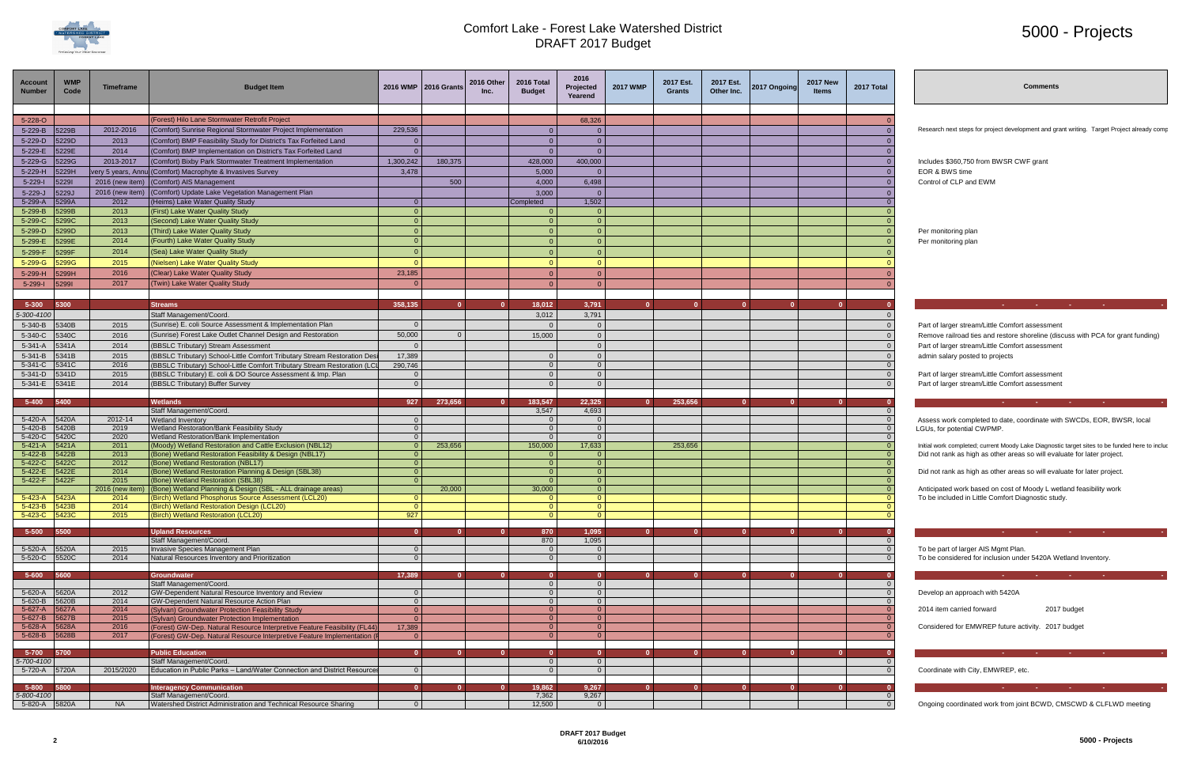# Comfort Lake - Forest Lake Watershed District
## DRAFT 2017 Budget

# 5000 - Projects

| Account Number | WMP Code | Timeframe | Budget Item | 2016 WMP | 2016 Grants | 2016 Other Inc. | 2016 Total Budget | 2016 Projected Yearend | 2017 WMP | 2017 Est. Grants | 2017 Est. Other Inc. | 2017 Ongoing | 2017 New Items | 2017 Total | Comments |
|---|---|---|---|---|---|---|---|---|---|---|---|---|---|---|---|
| | | | | | | | | | | | | | | | |
| 5-228-O | | | (Forest) Hilo Lane Stormwater Retrofit Project | | | | | 68,326 | | | | | | 0 | |
| 5-229-B | 5229B | 2012-2016 | (Comfort) Sunrise Regional Stormwater Project Implementation | 229,536 | | | 0 | 0 | | | | | | 0 | Research next steps for project development and grant writing. Target Project already comp |
| 5-229-D | 5229D | 2013 | (Comfort) BMP Feasibility Study for District's Tax Forfeited Land | 0 | | | 0 | 0 | | | | | | 0 | |
| 5-229-E | 5229E | 2014 | (Comfort) BMP Implementation on District's Tax Forfeited Land | 0 | | | 0 | 0 | | | | | | 0 | |
| 5-229-G | 5229G | 2013-2017 | (Comfort) Bixby Park Stormwater Treatment Implementation | 1,300,242 | 180,375 | | 428,000 | 400,000 | | | | | | 0 | Includes $360,750 from BWSR CWF grant |
| 5-229-H | 5229H | very 5 years, Annu | (Comfort) Macrophyte & Invasives Survey | 3,478 | | | 5,000 | 0 | | | | | | 0 | EOR & BWS time |
| 5-229-I | 5229I | 2016 (new item) | (Comfort) AIS Management | | 500 | | 4,000 | 6,498 | | | | | | 0 | Control of CLP and EWM |
| 5-229-J | 5229J | 2016 (new item) | (Comfort) Update Lake Vegetation Management Plan | | | | 3,000 | 0 | | | | | | 0 | |
| 5-299-A | 5299A | 2012 | (Heims) Lake Water Quality Study | 0 | | | Completed | 1,502 | | | | | | 0 | |
| 5-299-B | 5299B | 2013 | (First) Lake Water Quality Study | 0 | | | 0 | 0 | | | | | | 0 | |
| 5-299-C | 5299C | 2013 | (Second) Lake Water Quality Study | 0 | | | 0 | 0 | | | | | | 0 | |
| 5-299-D | 5299D | 2013 | (Third) Lake Water Quality Study | 0 | | | 0 | 0 | | | | | | 0 | |
| 5-299-E | 5299E | 2014 | (Fourth) Lake Water Quality Study | 0 | | | 0 | 0 | | | | | | 0 | Per monitoring plan |
| 5-299-F | 5299F | 2014 | (Sea) Lake Water Quality Study | 0 | | | 0 | 0 | | | | | | 0 | Per monitoring plan |
| 5-299-G | 5299G | 2015 | (Nielsen) Lake Water Quality Study | 0 | | | 0 | 0 | | | | | | 0 | |
| 5-299-H | 5299H | 2016 | (Clear) Lake Water Quality Study | 23,185 | | | 0 | 0 | | | | | | 0 | |
| 5-299-I | 5299I | 2017 | (Twin) Lake Water Quality Study | 0 | | | 0 | 0 | | | | | | 0 | |
| | | | | | | | | | | | | | | | |
| **5-300** | **5300** | | **Streams** | **358,135** | **0** | **0** | **18,012** | **3,791** | **0** | **0** | **0** | **0** | **0** | **0** | - - - - - |
| 5-300-4100 | | | Staff Management/Coord. | | | | 3,012 | 3,791 | | | | | | 0 | |
| 5-340-B | 5340B | 2015 | (Sunrise) E. coli Source Assessment & Implementation Plan | 0 | | | 0 | 0 | | | | | | 0 | Part of larger stream/Little Comfort assessment |
| 5-340-C | 5340C | 2016 | (Sunrise) Forest Lake Outlet Channel Design and Restoration | 50,000 | 0 | | 15,000 | 0 | | | | | | 0 | Remove railroad ties and restore shoreline (discuss with PCA for grant funding) |
| 5-341-A | 5341A | 2014 | (BBSLC Tributary) Stream Assessment | 0 | | | | 0 | | | | | | 0 | Part of larger stream/Little Comfort assessment |
| 5-341-B | 5341B | 2015 | (BBSLC Tributary) School-Little Comfort Tributary Stream Restoration Desi | 17,389 | | | 0 | 0 | | | | | | 0 | admin salary posted to projects |
| 5-341-C | 5341C | 2016 | (BBSLC Tributary) School-Little Comfort Tributary Stream Restoration (LCL | 290,746 | | | 0 | 0 | | | | | | 0 | |
| 5-341-D | 5341D | 2015 | (BBSLC Tributary) E. coli & DO Source Assessment & Imp. Plan | 0 | | | 0 | 0 | | | | | | 0 | Part of larger stream/Little Comfort assessment |
| 5-341-E | 5341E | 2014 | (BBSLC Tributary) Buffer Survey | 0 | | | 0 | 0 | | | | | | 0 | Part of larger stream/Little Comfort assessment |
| | | | | | | | | | | | | | | | |
| **5-400** | **5400** | | **Wetlands** | **927** | **273,656** | **0** | **183,547** | **22,325** | **0** | **253,656** | **0** | **0** | **0** | **0** | - - - - - |
| | | | Staff Management/Coord. | | | | 3,547 | 4,693 | | | | | | 0 | |
| 5-420-A | 5420A | 2012-14 | Wetland Inventory | 0 | | | 0 | 0 | | | | | | 0 | Assess work completed to date, coordinate with SWCDs, EOR, BWSR, local LGUs, for potential CWPMP. |
| 5-420-B | 5420B | 2019 | Wetland Restoration/Bank Feasibility Study | 0 | | | 0 | 0 | | | | | | 0 | |
| 5-420-C | 5420C | 2020 | Wetland Restoration/Bank Implementation | 0 | | | 0 | 0 | | | | | | 0 | |
| 5-421-A | 5421A | 2011 | (Moody) Wetland Restoration and Cattle Exclusion (NBL12) | 0 | 253,656 | | 150,000 | 17,633 | | 253,656 | | | | 0 | Initial work completed; current Moody Lake Diagnostic target sites to be funded here to incluc |
| 5-422-B | 5422B | 2013 | (Bone) Wetland Restoration Feasibility & Design (NBL17) | 0 | | | 0 | 0 | | | | | | 0 | Did not rank as high as other areas so will evaluate for later project. |
| 5-422-C | 5422C | 2012 | (Bone) Wetland Restoration (NBL17) | 0 | | | 0 | 0 | | | | | | 0 | |
| 5-422-E | 5422E | 2014 | (Bone) Wetland Restoration Planning & Design (SBL38) | 0 | | | 0 | 0 | | | | | | 0 | Did not rank as high as other areas so will evaluate for later project. |
| 5-422-F | 5422F | 2015 | (Bone) Wetland Restoration (SBL38) | 0 | | | 0 | 0 | | | | | | 0 | |
| | | 2016 (new item) | (Bone) Wetland Planning & Design (SBL - ALL drainage areas) | | 20,000 | | 30,000 | 0 | | | | | | 0 | Anticipated work based on cost of Moody L wetland feasibility work |
| 5-423-A | 5423A | 2014 | (Birch) Wetland Phosphorus Source Assessment (LCL20) | 0 | | | 0 | 0 | | | | | | 0 | To be included in Little Comfort Diagnostic study. |
| 5-423-B | 5423B | 2014 | (Birch) Wetland Restoration Design (LCL20) | 0 | | | 0 | 0 | | | | | | 0 | |
| 5-423-C | 5423C | 2015 | (Birch) Wetland Restoration (LCL20) | 927 | | | 0 | 0 | | | | | | 0 | |
| | | | | | | | | | | | | | | | |
| **5-500** | **5500** | | **Upland Resources** | **0** | **0** | **0** | **870** | **1,095** | **0** | **0** | **0** | **0** | **0** | **0** | - - - - - |
| | | | Staff Management/Coord. | | | | 870 | 1,095 | | | | | | 0 | |
| 5-520-A | 5520A | 2015 | Invasive Species Management Plan | 0 | | | 0 | 0 | | | | | | 0 | To be part of larger AIS Mgmt Plan. |
| 5-520-C | 5520C | 2014 | Natural Resources Inventory and Prioritization | 0 | | | 0 | 0 | | | | | | 0 | To be considered for inclusion under 5420A Wetland Inventory. |
| | | | | | | | | | | | | | | | |
| **5-600** | **5600** | | **Groundwater** | **17,389** | **0** | **0** | **0** | **0** | **0** | **0** | **0** | **0** | **0** | **0** | - - - - - |
| | | | Staff Management/Coord. | | | | 0 | 0 | | | | | | 0 | |
| 5-620-A | 5620A | 2012 | GW-Dependent Natural Resource Inventory and Review | 0 | | | 0 | 0 | | | | | | 0 | Develop an approach with 5420A |
| 5-620-B | 5620B | 2014 | GW-Dependent Natural Resource Action Plan | 0 | | | 0 | 0 | | | | | | 0 | |
| 5-627-A | 5627A | 2014 | (Sylvan) Groundwater Protection Feasibility Study | 0 | | | 0 | 0 | | | | | | 0 | 2014 item carried forward 2017 budget |
| 5-627-B | 5627B | 2015 | (Sylvan) Groundwater Protection Implementation | 0 | | | 0 | 0 | | | | | | 0 | |
| 5-628-A | 5628A | 2016 | (Forest) GW-Dep. Natural Resource Interpretive Feature Feasibility (FL44) | 17,389 | | | 0 | 0 | | | | | | 0 | Considered for EMWREP future activity. 2017 budget |
| 5-628-B | 5628B | 2017 | (Forest) GW-Dep. Natural Resource Interpretive Feature Implementation (F | 0 | | | 0 | 0 | | | | | | 0 | |
| | | | | | | | | | | | | | | | |
| **5-700** | **5700** | | **Public Education** | **0** | **0** | **0** | **0** | **0** | **0** | **0** | **0** | **0** | **0** | **0** | - - - - - |
| 5-700-4100 | | | Staff Management/Coord. | | | | 0 | 0 | | | | | | 0 | |
| 5-720-A | 5720A | 2015/2020 | Education in Public Parks – Land/Water Connection and District Resources | 0 | | | 0 | 0 | | | | | | 0 | Coordinate with City, EMWREP, etc. |
| | | | | | | | | | | | | | | | |
| **5-800** | **5800** | | **Interagency Communication** | **0** | **0** | **0** | **19,862** | **9,267** | **0** | **0** | **0** | **0** | **0** | **0** | - - - - - |
| 5-800-4100 | | | Staff Management/Coord. | | | | 7,362 | 9,267 | | | | | | 0 | |
| 5-820-A | 5820A | NA | Watershed District Administration and Technical Resource Sharing | 0 | | | 12,500 | 0 | | | | | | 0 | Ongoing coordinated work from joint BCWD, CMSCWD & CLFLWD meeting |

DRAFT 2017 Budget
6/10/2016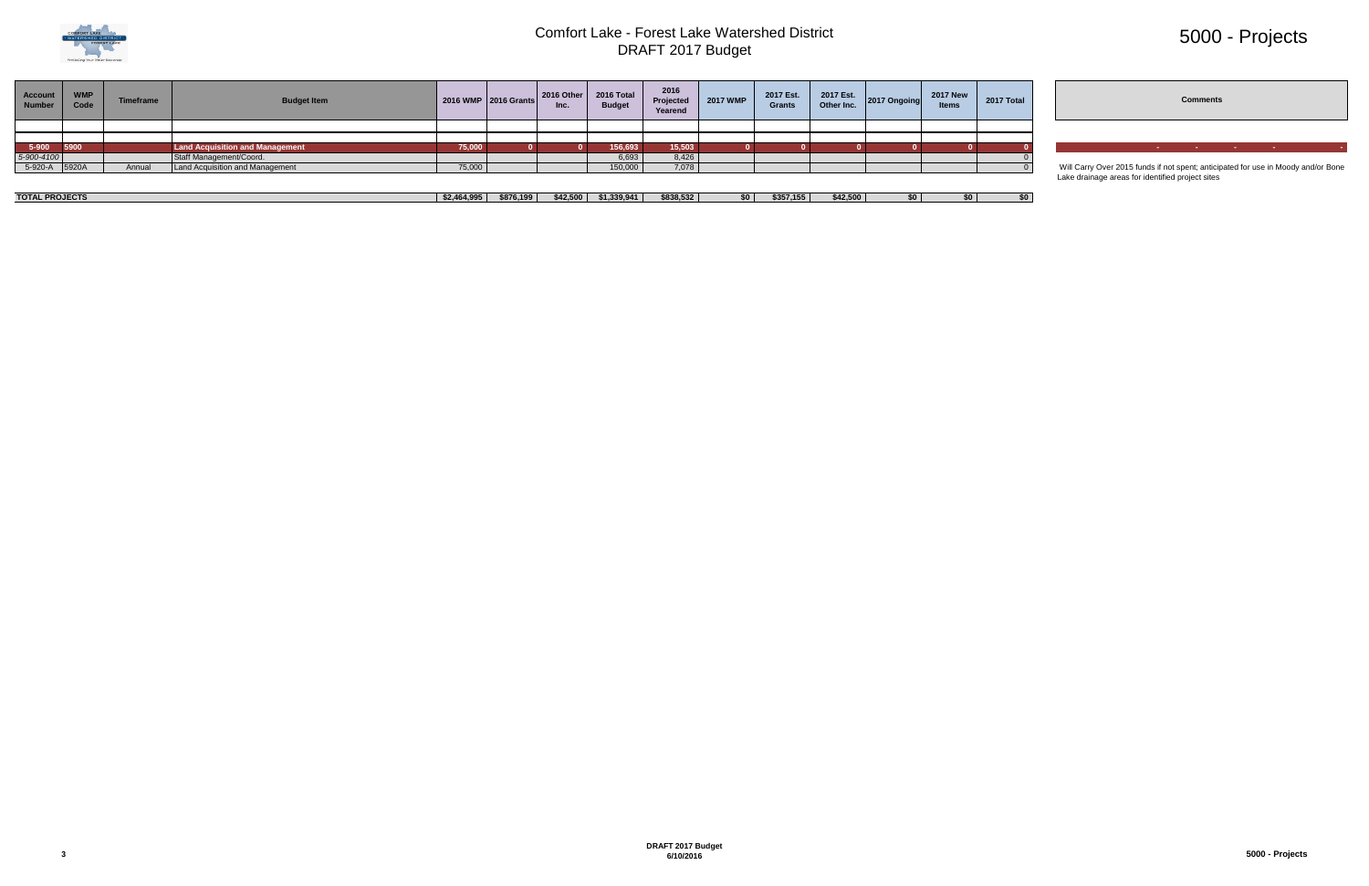# Comfort Lake - Forest Lake Watershed District
## DRAFT 2017 Budget

# 5000 - Projects

| Account Number | WMP Code | Timeframe | Budget Item | 2016 WMP | 2016 Grants | 2016 Other Inc. | 2016 Total Budget | 2016 Projected Yearend | 2017 WMP | 2017 Est. Grants | 2017 Est. Other Inc. | 2017 Ongoing | 2017 New Items | 2017 Total | Comments |
|---|---|---|---|---|---|---|---|---|---|---|---|---|---|---|---|
| | | | | | | | | | | | | | | | |
| | | | | | | | | | | | | | | | |
| **5-900** | **5900** | | **Land Acquisition and Management** | **75,000** | **0** | **0** | **156,693** | **15,503** | **0** | **0** | **0** | **0** | **0** | **0** | - - - - - |
| *5-900-4100* | | | Staff Management/Coord. | | | | 6,693 | 8,426 | | | | | | 0 | |
| 5-920-A | 5920A | Annual | Land Acquisition and Management | 75,000 | | | 150,000 | 7,078 | | | | | | 0 | Will Carry Over 2015 funds if not spent; anticipated for use in Moody and/or Bone Lake drainage areas for identified project sites |
| | | | | | | | | | | | | | | | |
| **TOTAL PROJECTS** | | | | **$2,464,995** | **$876,199** | **$42,500** | **$1,339,941** | **$838,532** | **$0** | **$357,155** | **$42,500** | **$0** | **$0** | **$0** | |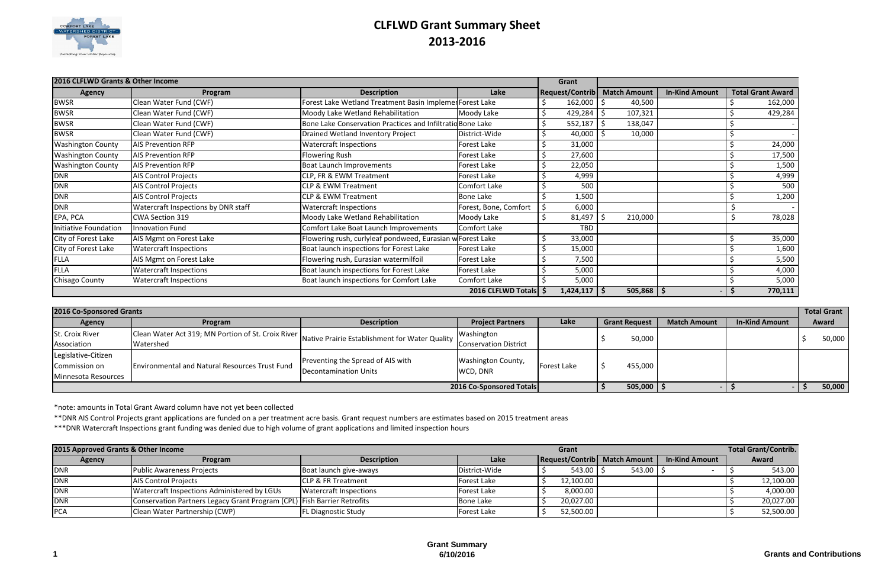# CLFLWD Grant Summary Sheet
## 2013-2016

| 2016 CLFLWD Grants & Other Income | | | | Grant | | | |
|---|---|---|---|---|---|---|---|
| **Agency** | **Program** | **Description** | **Lake** | **Request/Contrib** | **Match Amount** | **In-Kind Amount** | **Total Grant Award** |
| BWSR | Clean Water Fund (CWF) | Forest Lake Wetland Treatment Basin Implemen | Forest Lake | $ 162,000 | $ 40,500 | | $ 162,000 |
| BWSR | Clean Water Fund (CWF) | Moody Lake Wetland Rehabilitation | Moody Lake | $ 429,284 | $ 107,321 | | $ 429,284 |
| BWSR | Clean Water Fund (CWF) | Bone Lake Conservation Practices and Infiltratio | Bone Lake | $ 552,187 | $ 138,047 | | $ - |
| BWSR | Clean Water Fund (CWF) | Drained Wetland Inventory Project | District-Wide | $ 40,000 | $ 10,000 | | $ - |
| Washington County | AIS Prevention RFP | Watercraft Inspections | Forest Lake | $ 31,000 | | | $ 24,000 |
| Washington County | AIS Prevention RFP | Flowering Rush | Forest Lake | $ 27,600 | | | $ 17,500 |
| Washington County | AIS Prevention RFP | Boat Launch Improvements | Forest Lake | $ 22,050 | | | $ 1,500 |
| DNR | AIS Control Projects | CLP, FR & EWM Treatment | Forest Lake | $ 4,999 | | | $ 4,999 |
| DNR | AIS Control Projects | CLP & EWM Treatment | Comfort Lake | $ 500 | | | $ 500 |
| DNR | AIS Control Projects | CLP & EWM Treatment | Bone Lake | $ 1,500 | | | $ 1,200 |
| DNR | Watercraft Inspections by DNR staff | Watercraft Inspections | Forest, Bone, Comfort | $ 6,000 | | | $ - |
| EPA, PCA | CWA Section 319 | Moody Lake Wetland Rehabilitation | Moody Lake | $ 81,497 | $ 210,000 | | $ 78,028 |
| Initiative Foundation | Innovation Fund | Comfort Lake Boat Launch Improvements | Comfort Lake | TBD | | | |
| City of Forest Lake | AIS Mgmt on Forest Lake | Flowering rush, curlyleaf pondweed, Eurasian w | Forest Lake | $ 33,000 | | | $ 35,000 |
| City of Forest Lake | Watercraft Inspections | Boat launch inspections for Forest Lake | Forest Lake | $ 15,000 | | | $ 1,600 |
| FLLA | AIS Mgmt on Forest Lake | Flowering rush, Eurasian watermilfoil | Forest Lake | $ 7,500 | | | $ 5,500 |
| FLLA | Watercraft Inspections | Boat launch inspections for Forest Lake | Forest Lake | $ 5,000 | | | $ 4,000 |
| Chisago County | Watercraft Inspections | Boat launch inspections for Comfort Lake | Comfort Lake | $ 5,000 | | | $ 5,000 |
| | | | **2016 CLFLWD Totals** | **$ 1,424,117** | **$ 505,868** | **$ -** | **$ 770,111** |

| 2016 Co-Sponsored Grants | | | | | | | | Total Grant |
|---|---|---|---|---|---|---|---|---|
| **Agency** | **Program** | **Description** | **Project Partners** | **Lake** | **Grant Request** | **Match Amount** | **In-Kind Amount** | **Award** |
| St. Croix River Association | Clean Water Act 319; MN Portion of St. Croix River Watershed | Native Prairie Establishment for Water Quality | Washington Conservation District | | $ 50,000 | | | $ 50,000 |
| Legislative-Citizen Commission on Minnesota Resources | Environmental and Natural Resources Trust Fund | Preventing the Spread of AIS with Decontamination Units | Washington County, WCD, DNR | Forest Lake | $ 455,000 | | | |
| | | | **2016 Co-Sponsored Totals** | | **$ 505,000** | **$ -** | **$ -** | **$ 50,000** |

*note: amounts in Total Grant Award column have not yet been collected

**DNR AIS Control Projects grant applications are funded on a per treatment acre basis. Grant request numbers are estimates based on 2015 treatment areas

***DNR Watercraft Inspections grant funding was denied due to high volume of grant applications and limited inspection hours

| 2015 Approved Grants & Other Income | | | | Grant | | | Total Grant/Contrib. |
|---|---|---|---|---|---|---|---|
| **Agency** | **Program** | **Description** | **Lake** | **Request/Contrib** | **Match Amount** | **In-Kind Amount** | **Award** |
| DNR | Public Awareness Projects | Boat launch give-aways | District-Wide | $ 543.00 | $ 543.00 | $ - | $ 543.00 |
| DNR | AIS Control Projects | CLP & FR Treatment | Forest Lake | $ 12,100.00 | | | $ 12,100.00 |
| DNR | Watercraft Inspections Administered by LGUs | Watercraft Inspections | Forest Lake | $ 8,000.00 | | | $ 4,000.00 |
| DNR | Conservation Partners Legacy Grant Program (CPL) | Fish Barrier Retrofits | Bone Lake | $ 20,027.00 | | | $ 20,027.00 |
| PCA | Clean Water Partnership (CWP) | FL Diagnostic Study | Forest Lake | $ 52,500.00 | | | $ 52,500.00 |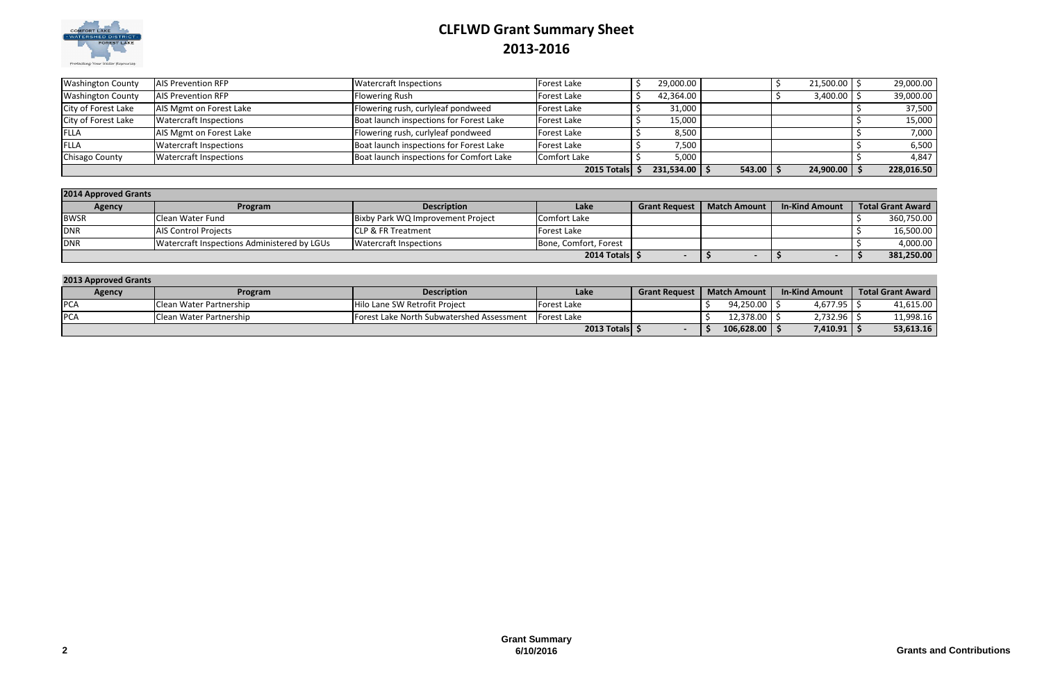# CLFLWD Grant Summary Sheet
# 2013-2016

| | | | | | | | |
|---|---|---|---|---|---|---|---|
| Washington County | AIS Prevention RFP | Watercraft Inspections | Forest Lake | $ 29,000.00 | | $ 21,500.00 | $ 29,000.00 |
| Washington County | AIS Prevention RFP | Flowering Rush | Forest Lake | $ 42,364.00 | | $ 3,400.00 | $ 39,000.00 |
| City of Forest Lake | AIS Mgmt on Forest Lake | Flowering rush, curlyleaf pondweed | Forest Lake | $ 31,000 | | | $ 37,500 |
| City of Forest Lake | Watercraft Inspections | Boat launch inspections for Forest Lake | Forest Lake | $ 15,000 | | | $ 15,000 |
| FLLA | AIS Mgmt on Forest Lake | Flowering rush, curlyleaf pondweed | Forest Lake | $ 8,500 | | | $ 7,000 |
| FLLA | Watercraft Inspections | Boat launch inspections for Forest Lake | Forest Lake | $ 7,500 | | | $ 6,500 |
| Chisago County | Watercraft Inspections | Boat launch inspections for Comfort Lake | Comfort Lake | $ 5,000 | | | $ 4,847 |
| | | | **2015 Totals** | **$ 231,534.00** | **$ 543.00** | **$ 24,900.00** | **$ 228,016.50** |

**2014 Approved Grants**

| Agency | Program | Description | Lake | Grant Request | Match Amount | In-Kind Amount | Total Grant Award |
|---|---|---|---|---|---|---|---|
| BWSR | Clean Water Fund | Bixby Park WQ Improvement Project | Comfort Lake | | | | $ 360,750.00 |
| DNR | AIS Control Projects | CLP & FR Treatment | Forest Lake | | | | $ 16,500.00 |
| DNR | Watercraft Inspections Administered by LGUs | Watercraft Inspections | Bone, Comfort, Forest | | | | $ 4,000.00 |
| | | | **2014 Totals** | **$ -** | **$ -** | **$ -** | **$ 381,250.00** |

**2013 Approved Grants**

| Agency | Program | Description | Lake | Grant Request | Match Amount | In-Kind Amount | Total Grant Award |
|---|---|---|---|---|---|---|---|
| PCA | Clean Water Partnership | Hilo Lane SW Retrofit Project | Forest Lake | | $ 94,250.00 | $ 4,677.95 | $ 41,615.00 |
| PCA | Clean Water Partnership | Forest Lake North Subwatershed Assessment | Forest Lake | | $ 12,378.00 | $ 2,732.96 | $ 11,998.16 |
| | | | **2013 Totals** | **$ -** | **$ 106,628.00** | **$ 7,410.91** | **$ 53,613.16** |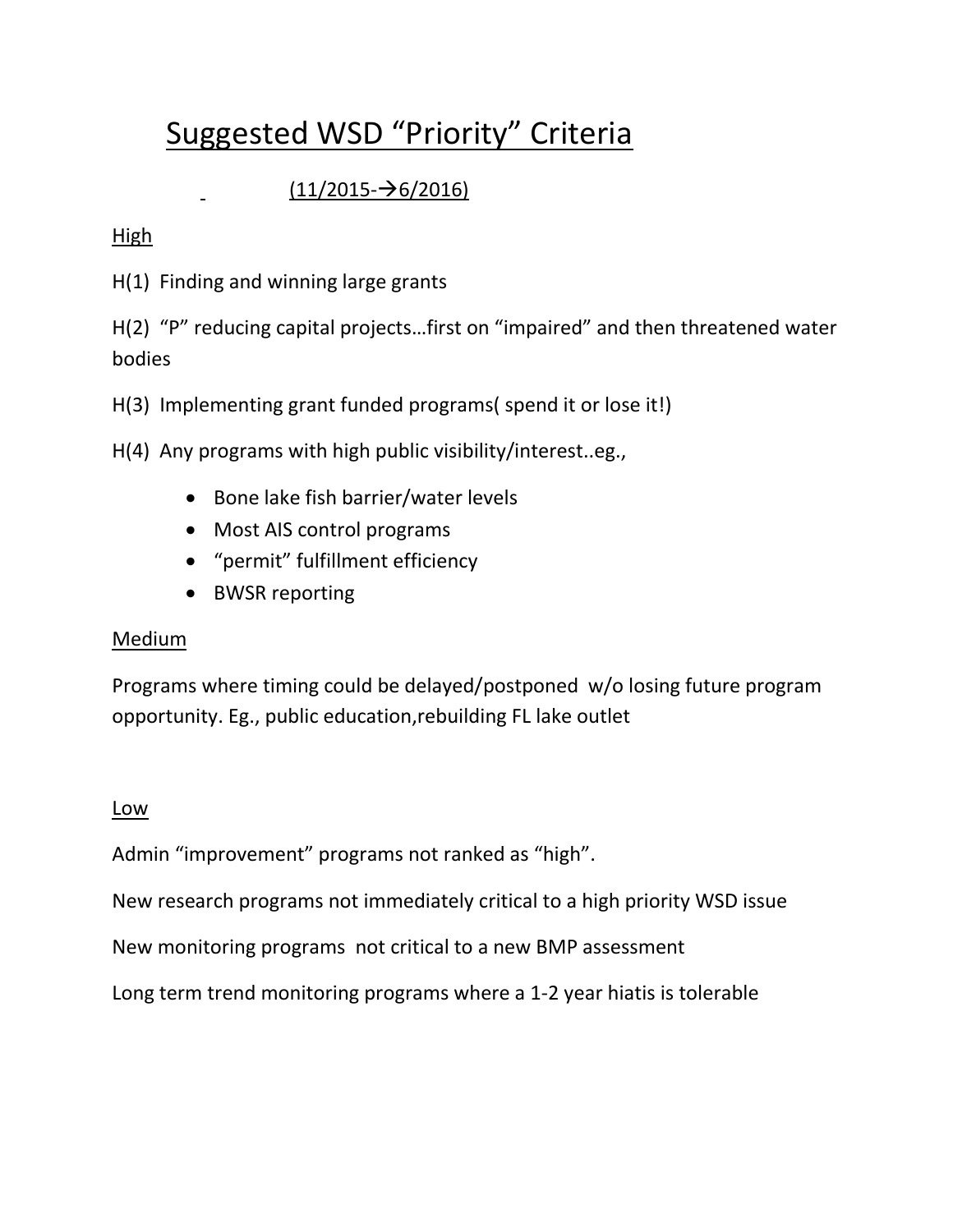# Suggested WSD "Priority" Criteria

(11/2015-→6/2016)

High

H(1) Finding and winning large grants

H(2) "P" reducing capital projects…first on "impaired" and then threatened water bodies

H(3) Implementing grant funded programs( spend it or lose it!)

H(4) Any programs with high public visibility/interest..eg.,

- Bone lake fish barrier/water levels
- Most AIS control programs
- "permit" fulfillment efficiency
- BWSR reporting

Medium

Programs where timing could be delayed/postponed w/o losing future program opportunity. Eg., public education,rebuilding FL lake outlet

Low

Admin "improvement" programs not ranked as "high".

New research programs not immediately critical to a high priority WSD issue

New monitoring programs not critical to a new BMP assessment

Long term trend monitoring programs where a 1-2 year hiatis is tolerable